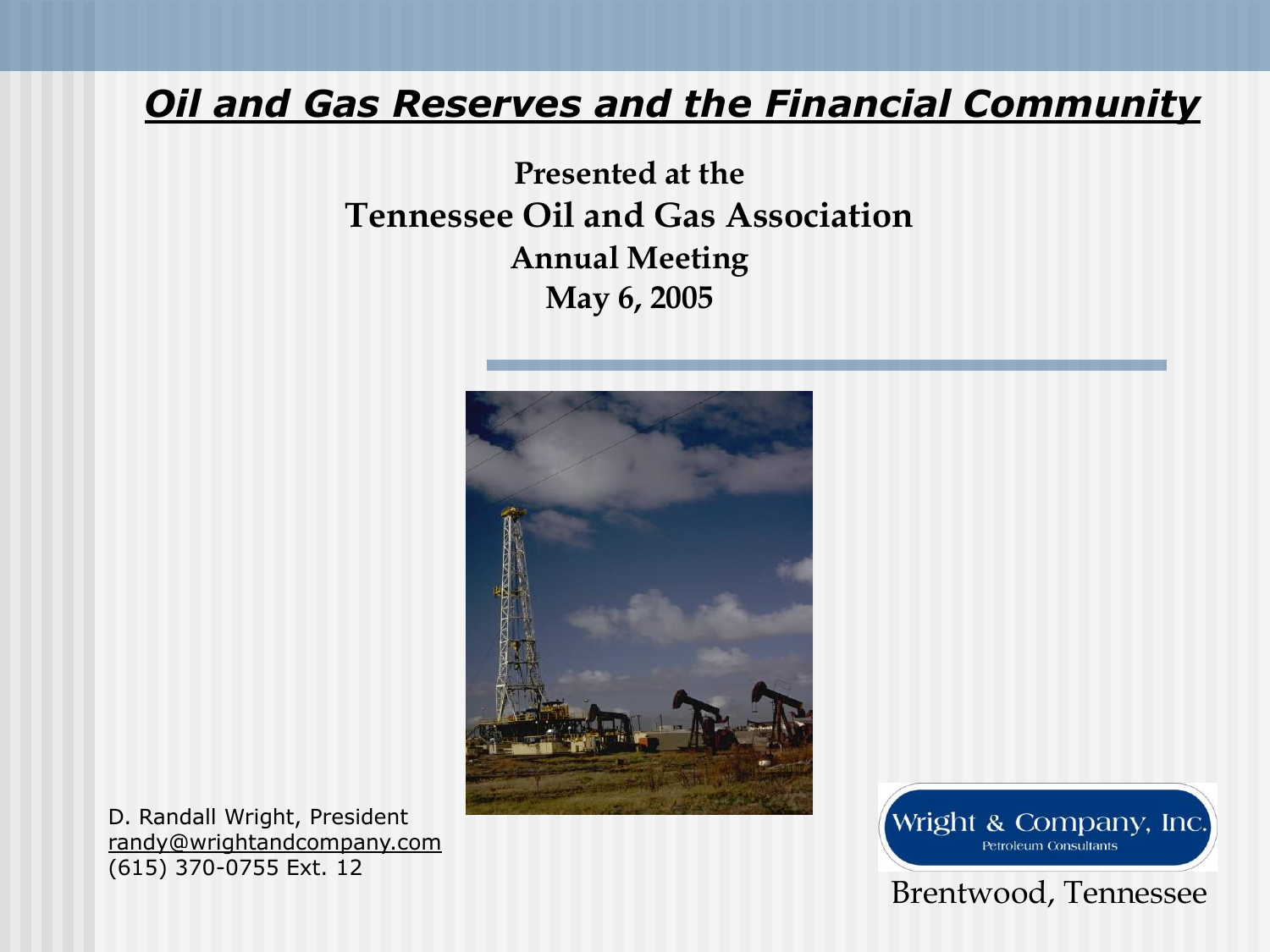# *Oil and Gas Reserves and the Financial Community*

**Presented at the**
**Tennessee Oil and Gas Association**
**Annual Meeting**
**May 6, 2005**

D. Randall Wright, President
randy@wrightandcompany.com
(615) 370-0755 Ext. 12

Wright & Company, Inc.
Petroleum Consultants

Brentwood, Tennessee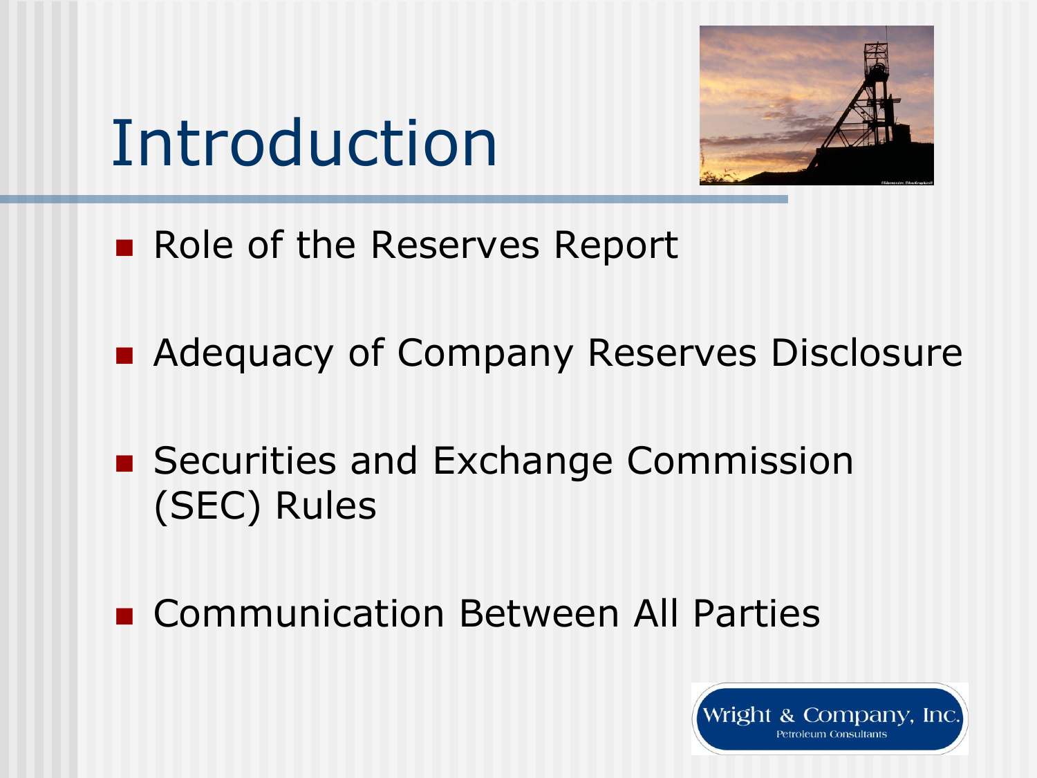# Introduction

- Role of the Reserves Report
- Adequacy of Company Reserves Disclosure
- Securities and Exchange Commission (SEC) Rules
- Communication Between All Parties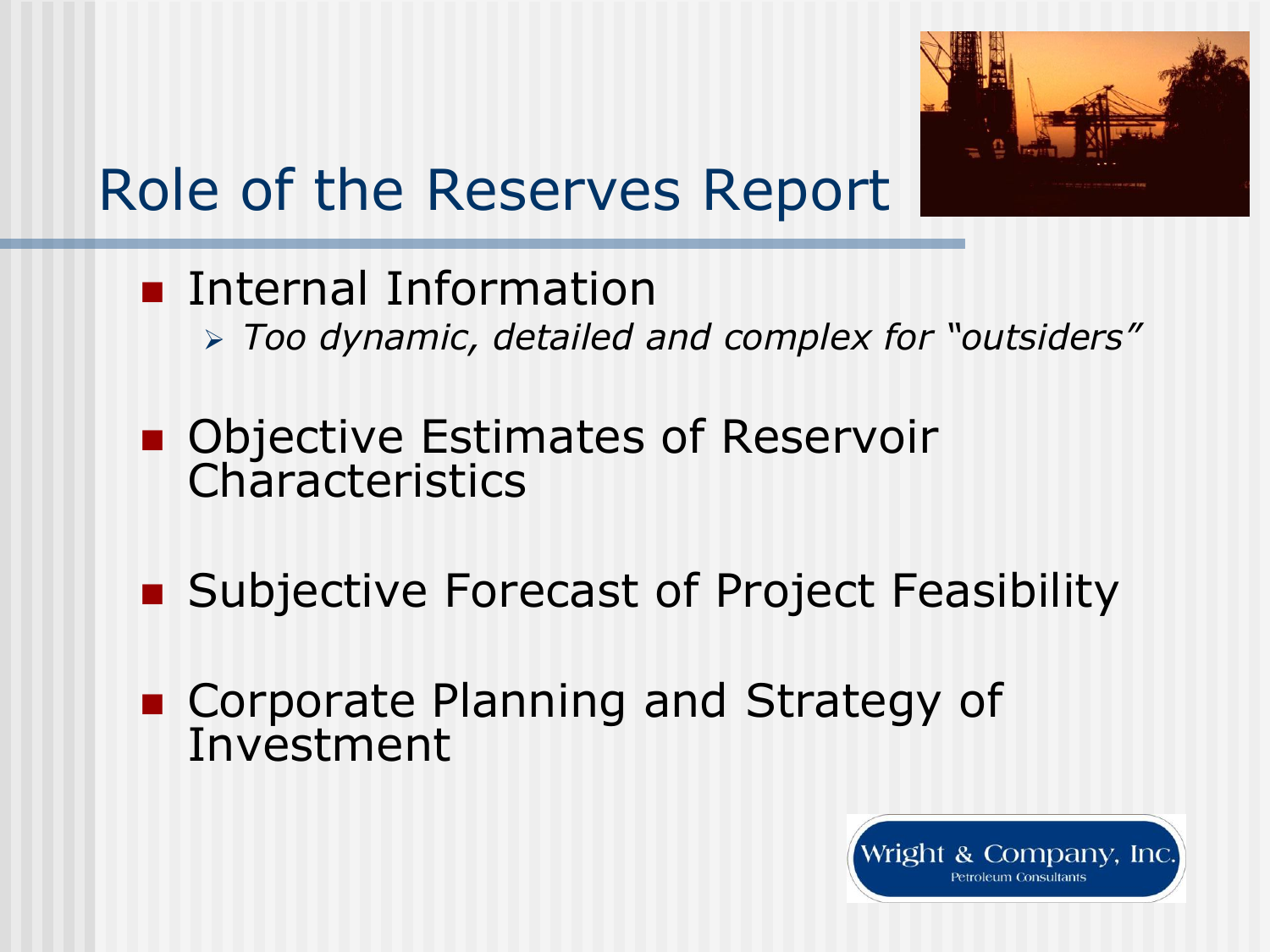# Role of the Reserves Report

- Internal Information
  - *Too dynamic, detailed and complex for "outsiders"*
- Objective Estimates of Reservoir Characteristics
- Subjective Forecast of Project Feasibility
- Corporate Planning and Strategy of Investment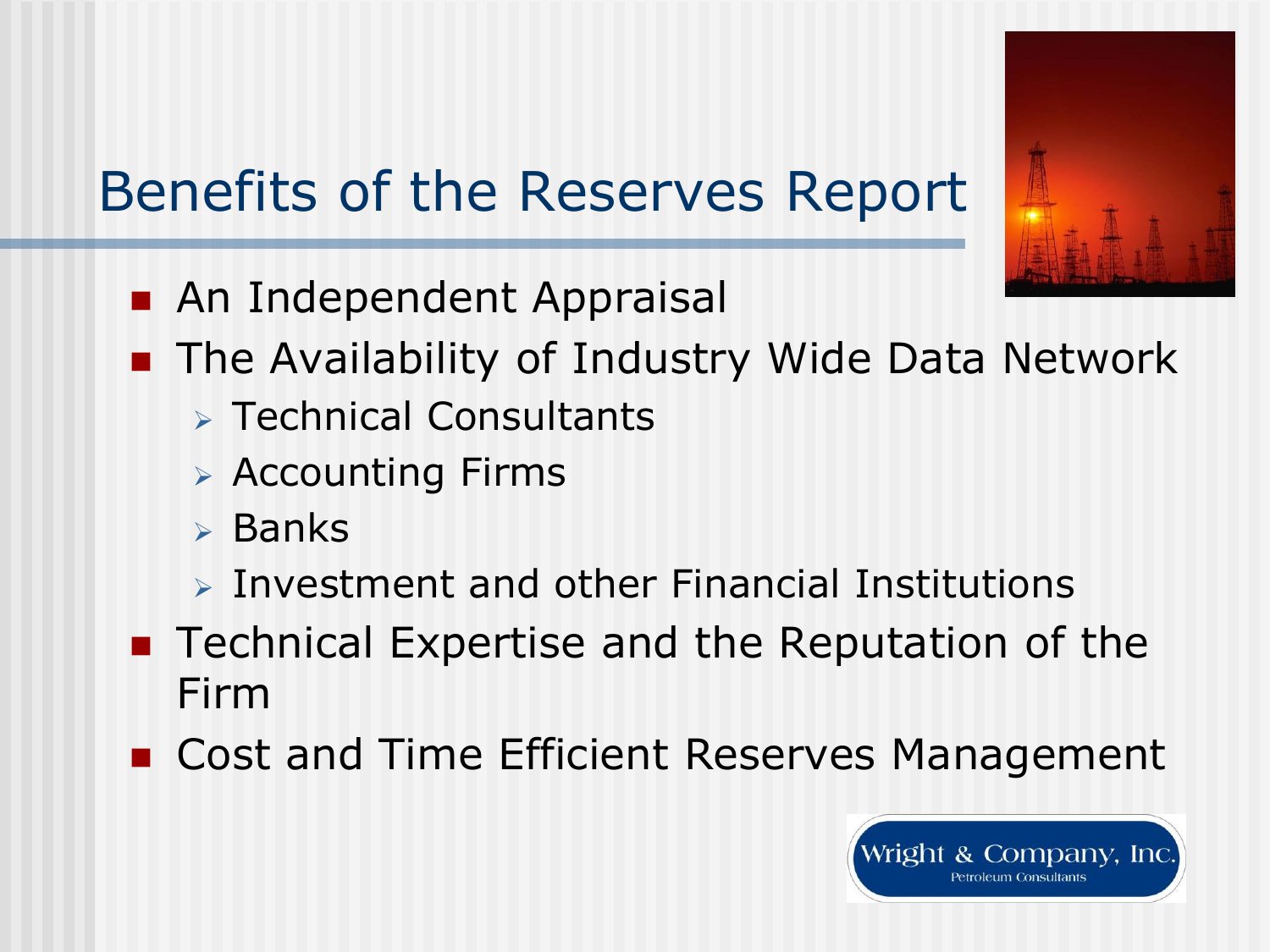# Benefits of the Reserves Report

- An Independent Appraisal
- The Availability of Industry Wide Data Network
  - Technical Consultants
  - Accounting Firms
  - Banks
  - Investment and other Financial Institutions
- Technical Expertise and the Reputation of the Firm
- Cost and Time Efficient Reserves Management

Wright & Company, Inc.
Petroleum Consultants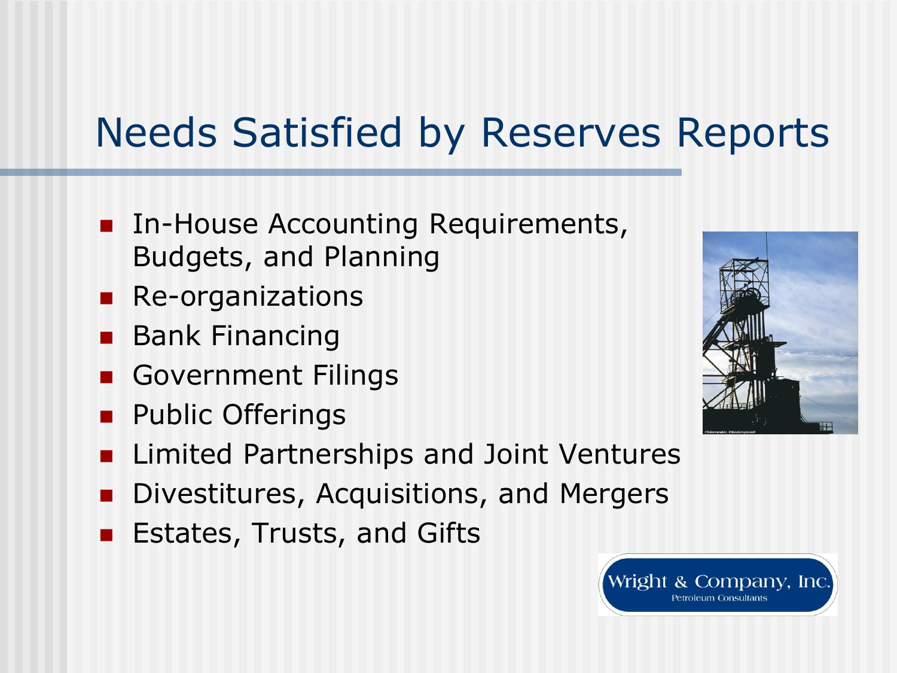# Needs Satisfied by Reserves Reports

- In-House Accounting Requirements, Budgets, and Planning
- Re-organizations
- Bank Financing
- Government Filings
- Public Offerings
- Limited Partnerships and Joint Ventures
- Divestitures, Acquisitions, and Mergers
- Estates, Trusts, and Gifts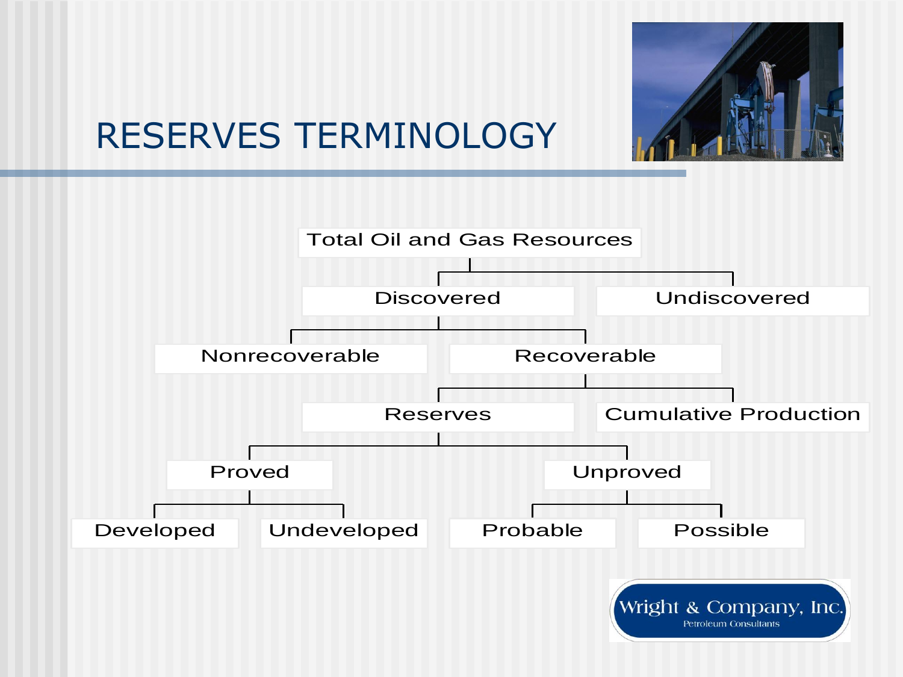# RESERVES TERMINOLOGY

- Total Oil and Gas Resources
  - Discovered
    - Nonrecoverable
    - Recoverable
      - Reserves
        - Proved
          - Developed
          - Undeveloped
        - Unproved
          - Probable
          - Possible
      - Cumulative Production
  - Undiscovered

Wright & Company, Inc.
Petroleum Consultants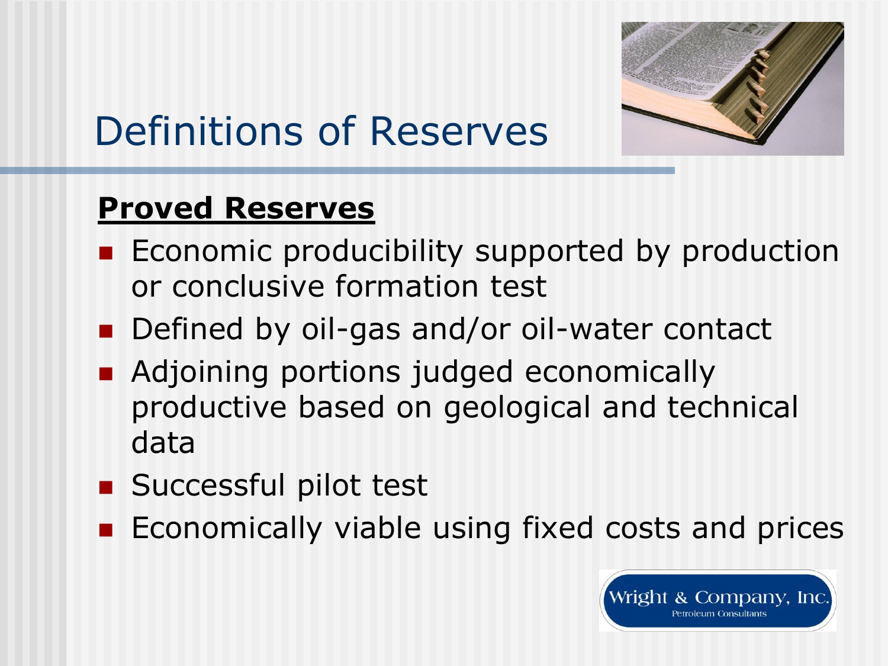# Definitions of Reserves

**Proved Reserves**

- Economic producibility supported by production or conclusive formation test
- Defined by oil-gas and/or oil-water contact
- Adjoining portions judged economically productive based on geological and technical data
- Successful pilot test
- Economically viable using fixed costs and prices

Wright & Company, Inc.
Petroleum Consultants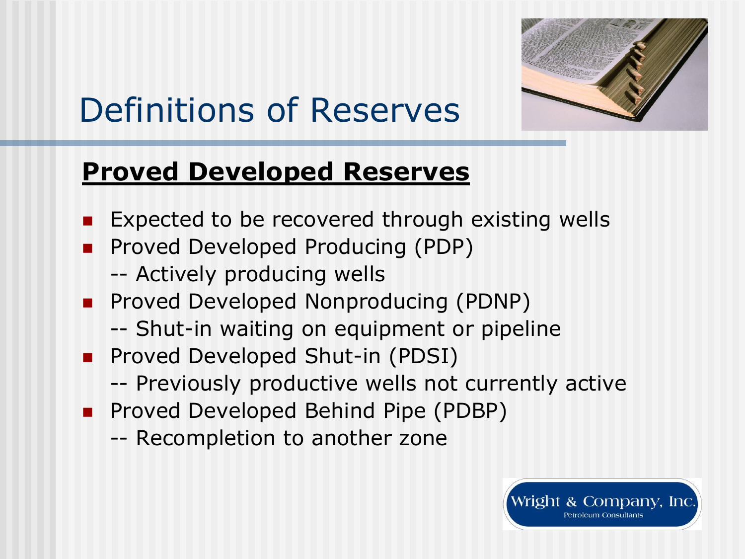# Definitions of Reserves

## Proved Developed Reserves

- Expected to be recovered through existing wells
- Proved Developed Producing (PDP)
  -- Actively producing wells
- Proved Developed Nonproducing (PDNP)
  -- Shut-in waiting on equipment or pipeline
- Proved Developed Shut-in (PDSI)
  -- Previously productive wells not currently active
- Proved Developed Behind Pipe (PDBP)
  -- Recompletion to another zone

Wright & Company, Inc.
Petroleum Consultants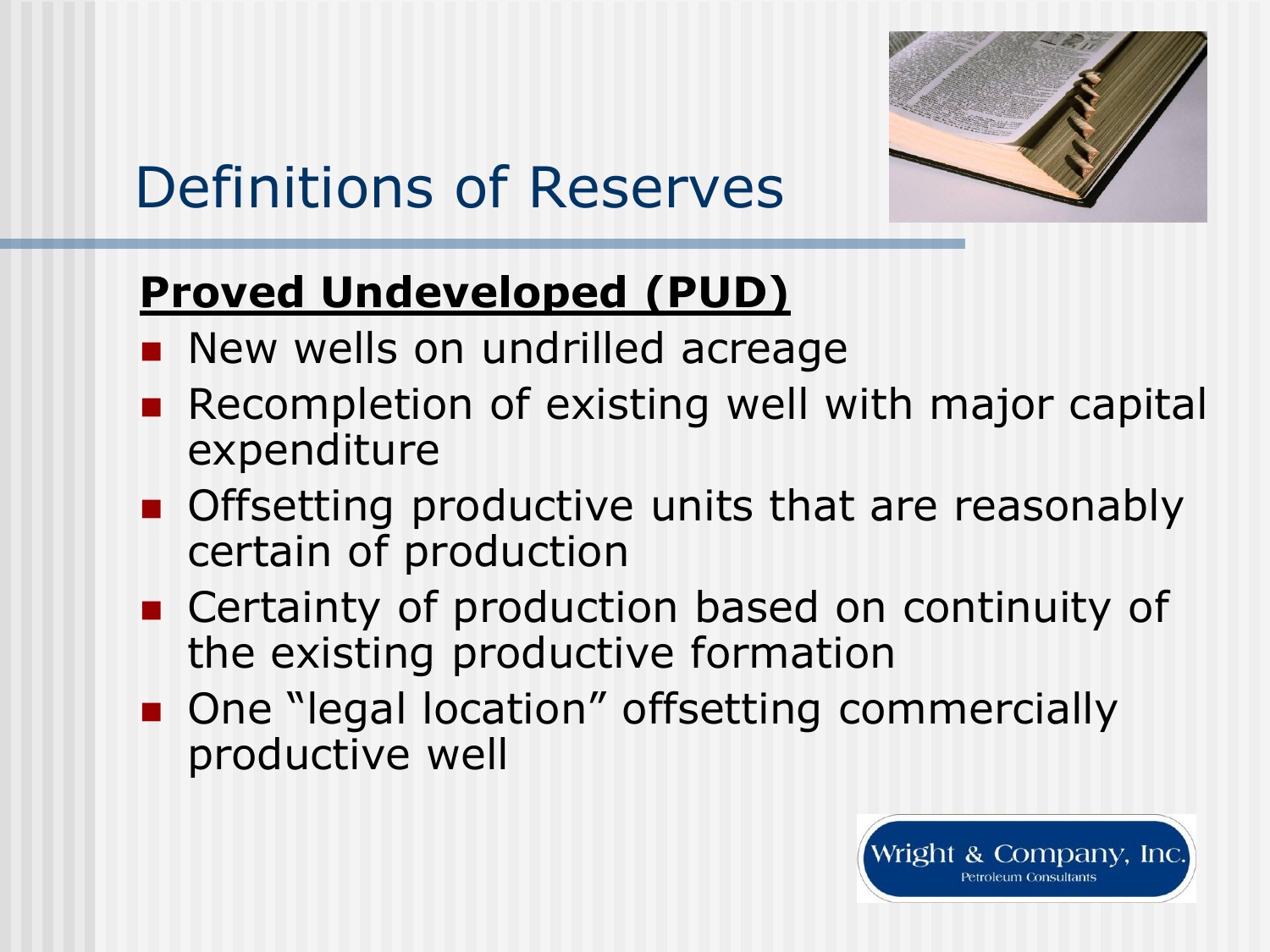# Definitions of Reserves

**Proved Undeveloped (PUD)**

- New wells on undrilled acreage
- Recompletion of existing well with major capital expenditure
- Offsetting productive units that are reasonably certain of production
- Certainty of production based on continuity of the existing productive formation
- One "legal location" offsetting commercially productive well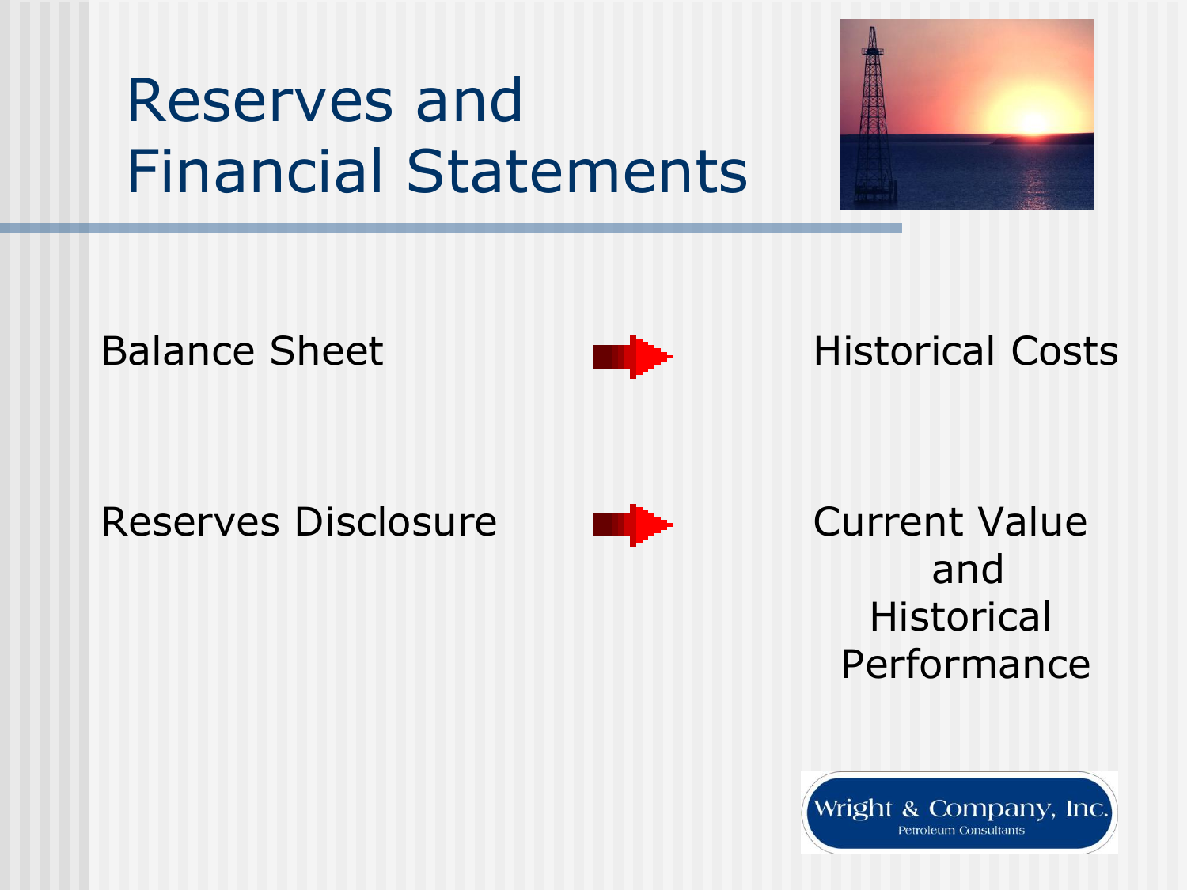# Reserves and Financial Statements

| | | |
|---|---|---|
| Balance Sheet | → | Historical Costs |
| Reserves Disclosure | → | Current Value and Historical Performance |

Wright & Company, Inc.
Petroleum Consultants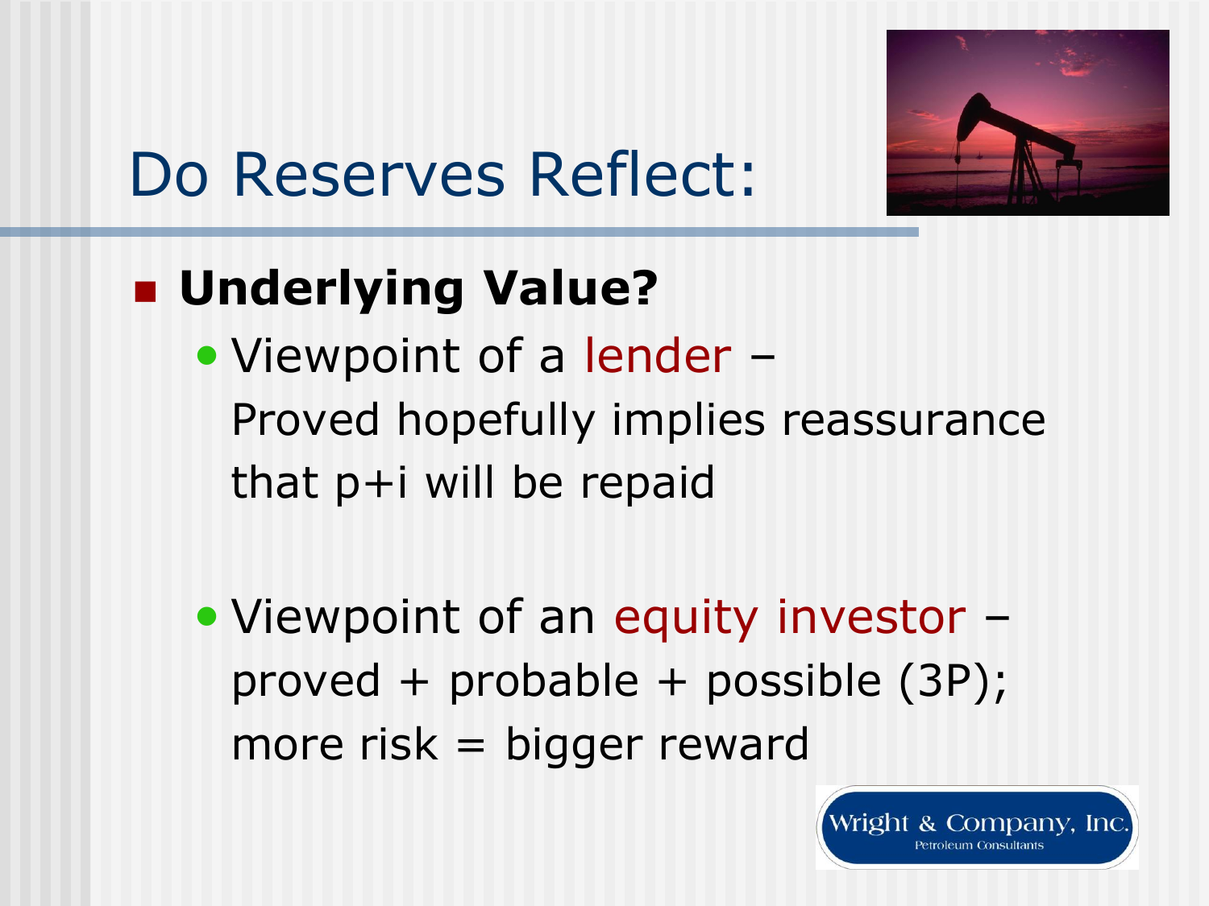# Do Reserves Reflect:

- **Underlying Value?**
  - Viewpoint of a lender – Proved hopefully implies reassurance that p+i will be repaid
  - Viewpoint of an equity investor – proved + probable + possible (3P); more risk = bigger reward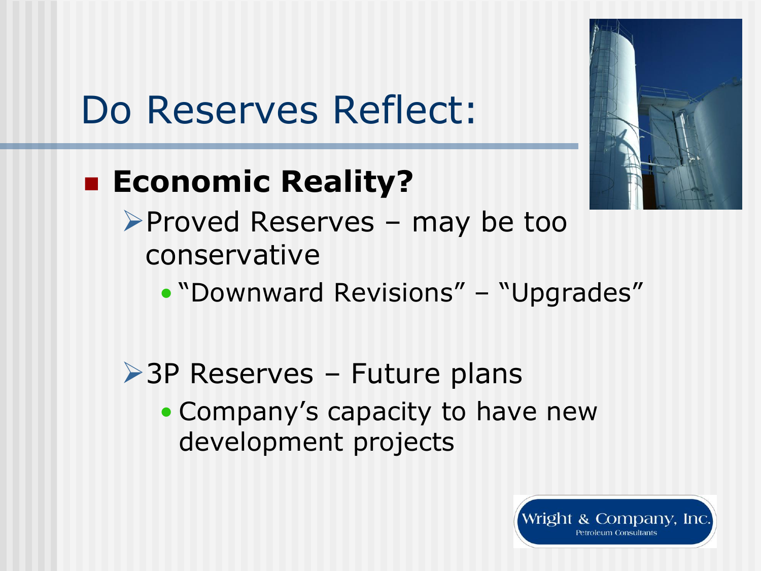# Do Reserves Reflect:

- **Economic Reality?**
  - Proved Reserves – may be too conservative
    - "Downward Revisions" – "Upgrades"
  - 3P Reserves – Future plans
    - Company's capacity to have new development projects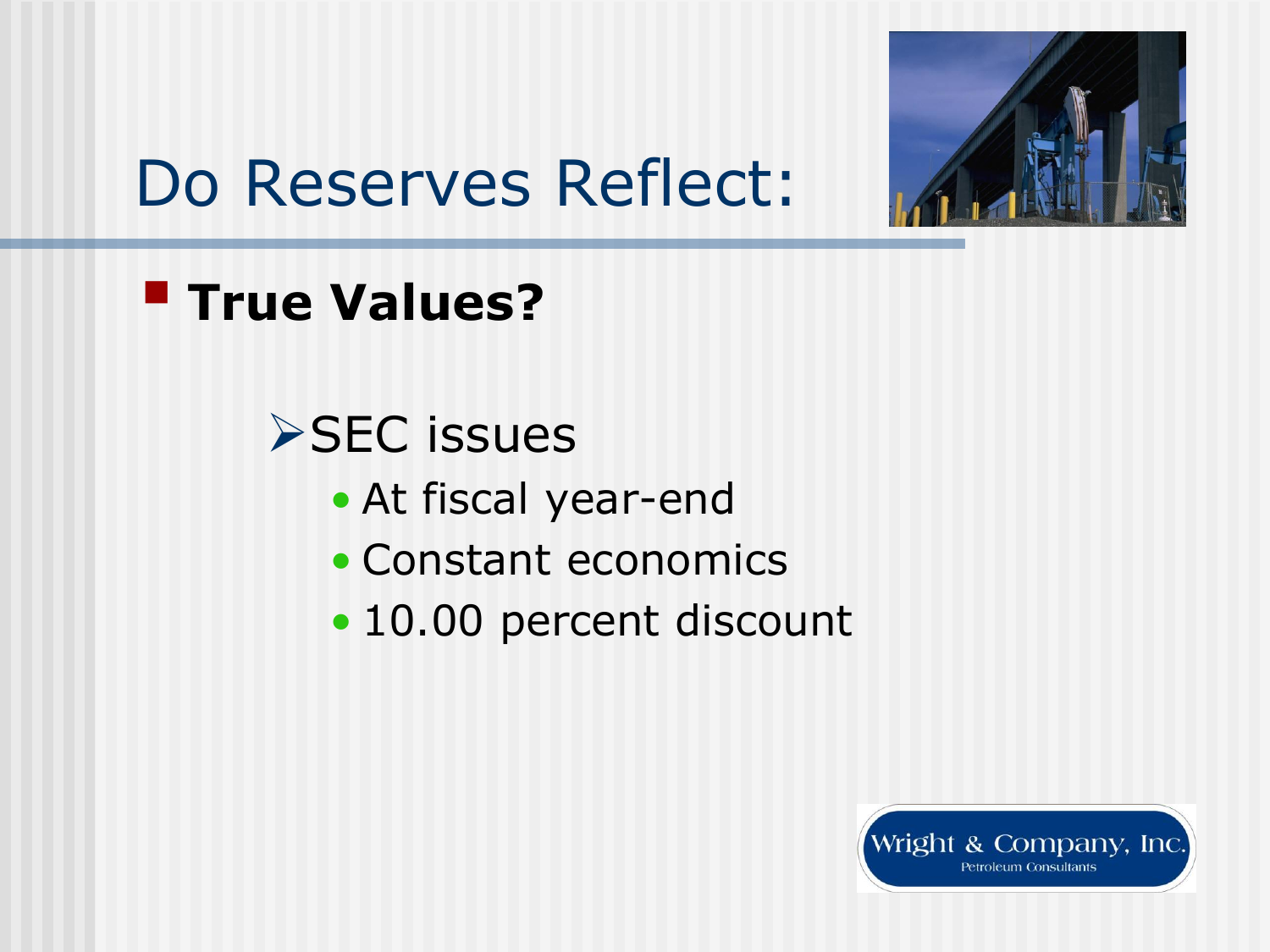# Do Reserves Reflect:

- **True Values?**
  - SEC issues
    - At fiscal year-end
    - Constant economics
    - 10.00 percent discount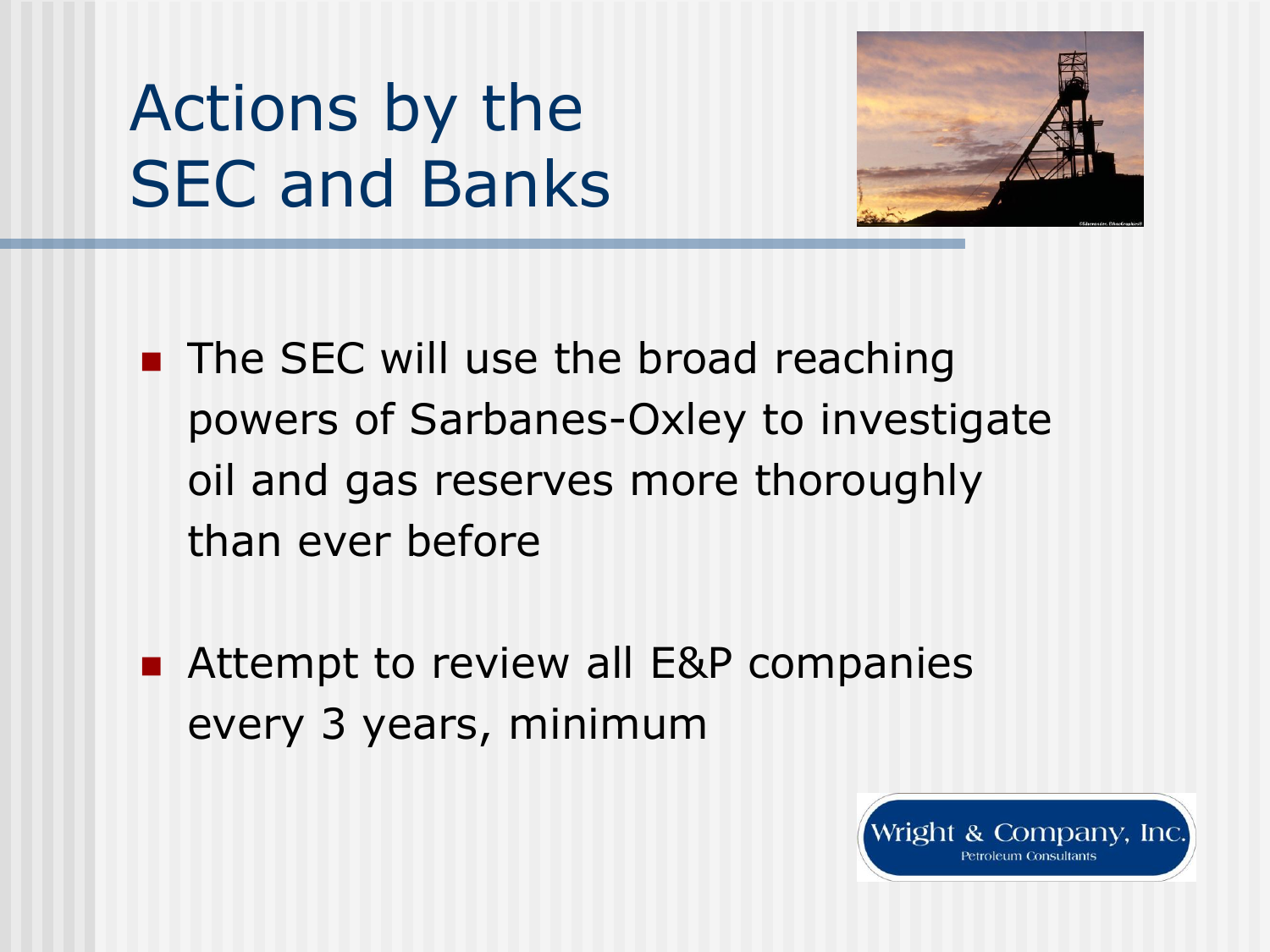# Actions by the SEC and Banks

- The SEC will use the broad reaching powers of Sarbanes-Oxley to investigate oil and gas reserves more thoroughly than ever before
- Attempt to review all E&P companies every 3 years, minimum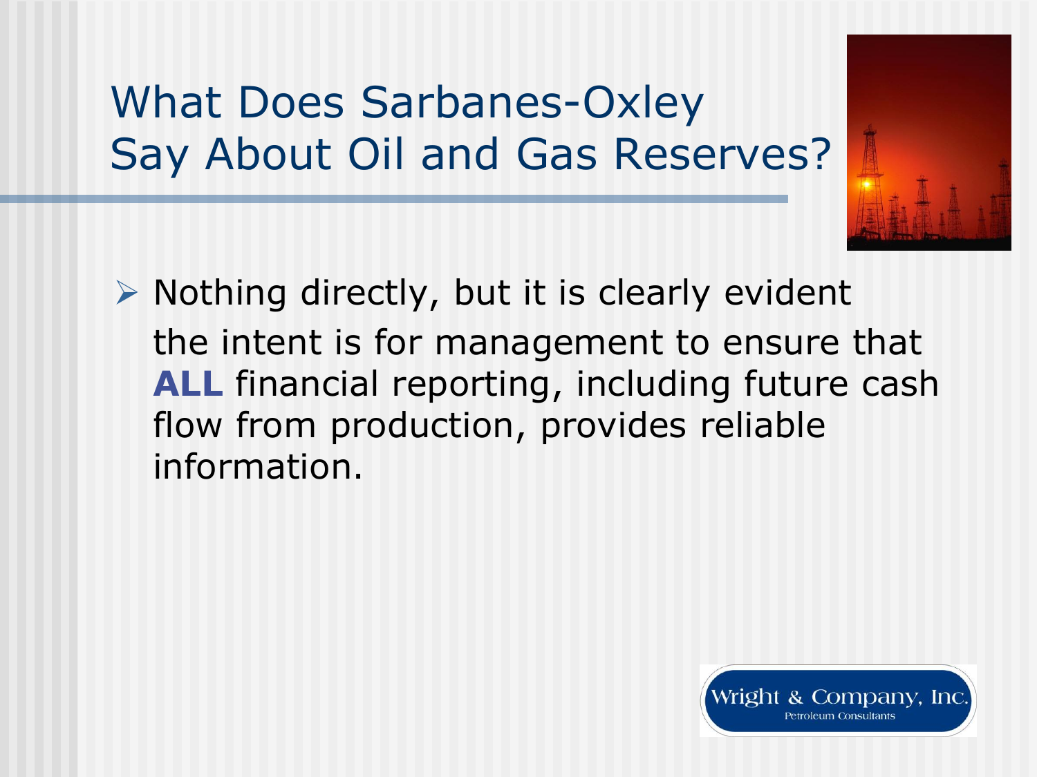# What Does Sarbanes-Oxley Say About Oil and Gas Reserves?

- Nothing directly, but it is clearly evident the intent is for management to ensure that **ALL** financial reporting, including future cash flow from production, provides reliable information.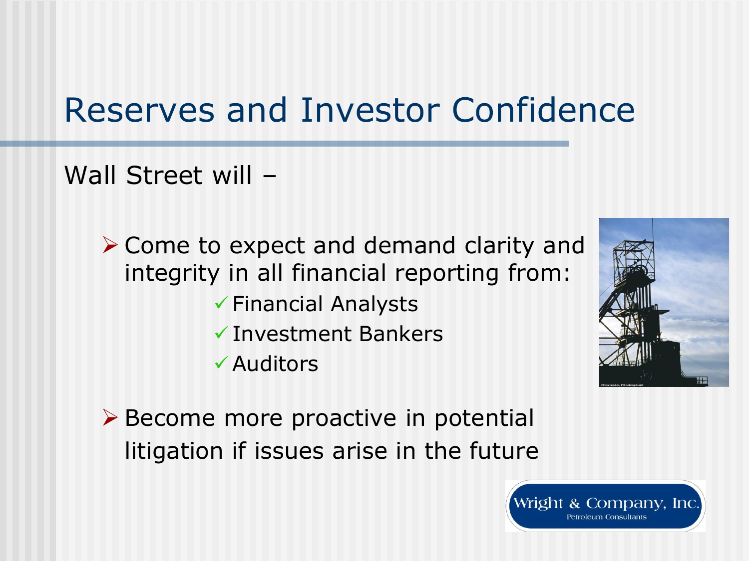# Reserves and Investor Confidence

Wall Street will –

- Come to expect and demand clarity and integrity in all financial reporting from:
  - ✓ Financial Analysts
  - ✓ Investment Bankers
  - ✓ Auditors
- Become more proactive in potential litigation if issues arise in the future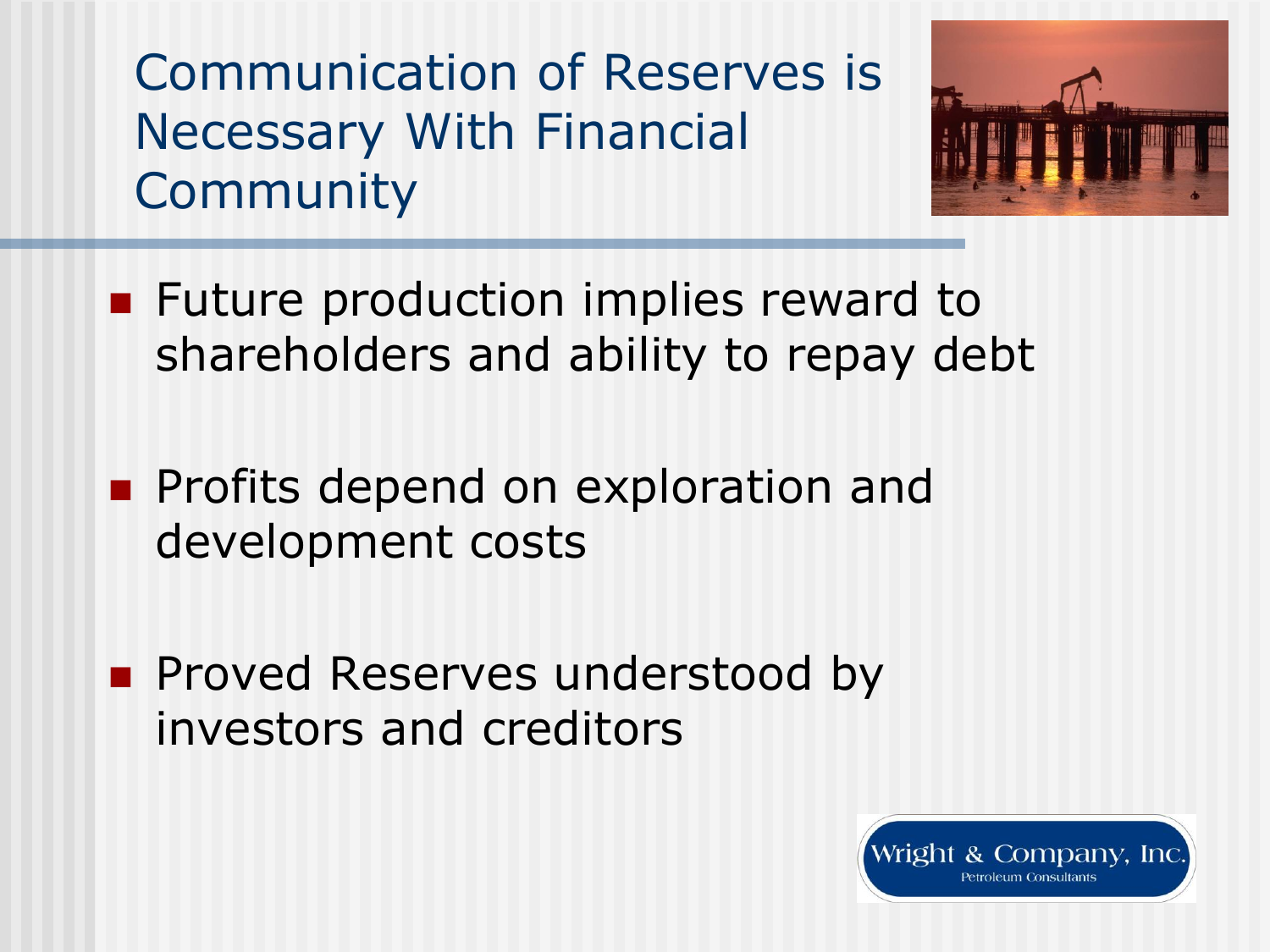# Communication of Reserves is Necessary With Financial Community

- Future production implies reward to shareholders and ability to repay debt
- Profits depend on exploration and development costs
- Proved Reserves understood by investors and creditors

Wright & Company, Inc.
Petroleum Consultants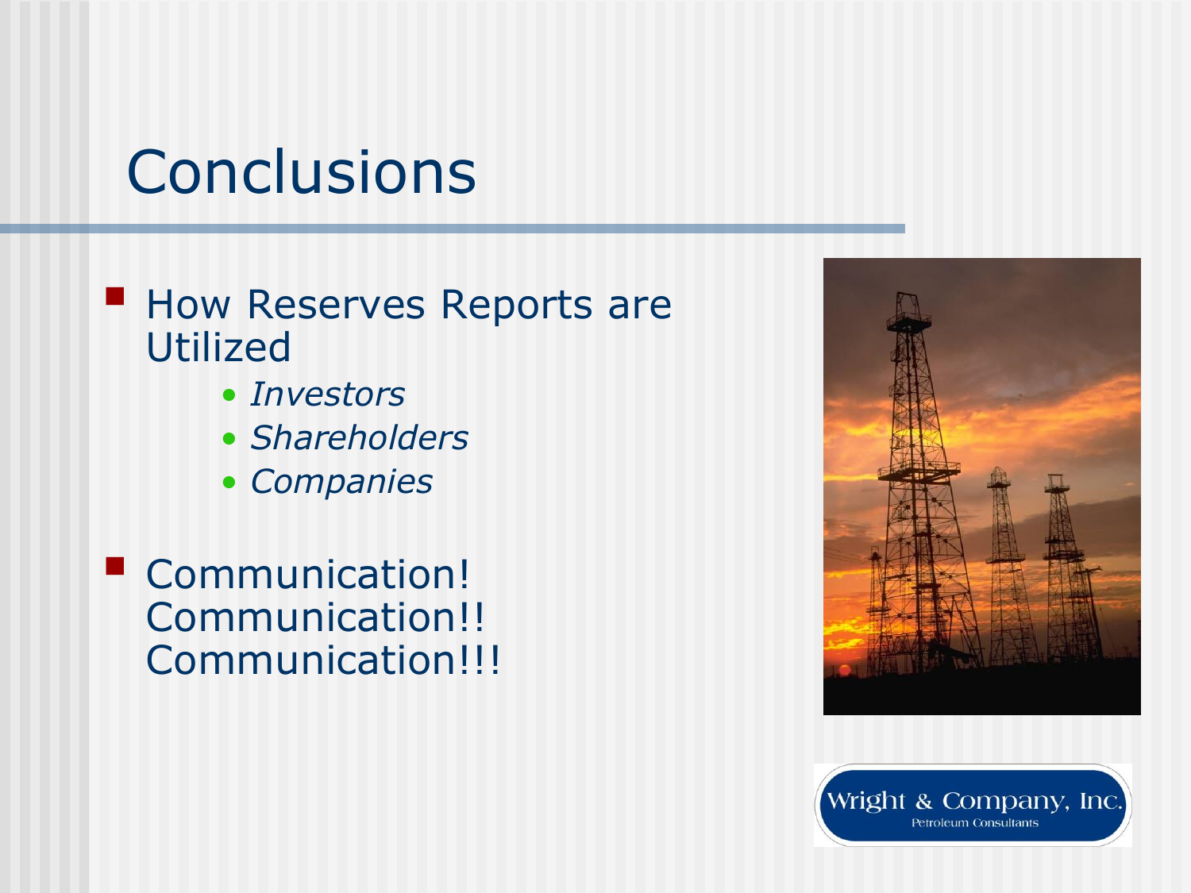# Conclusions

- How Reserves Reports are Utilized
  - *Investors*
  - *Shareholders*
  - *Companies*

- Communication! Communication!! Communication!!!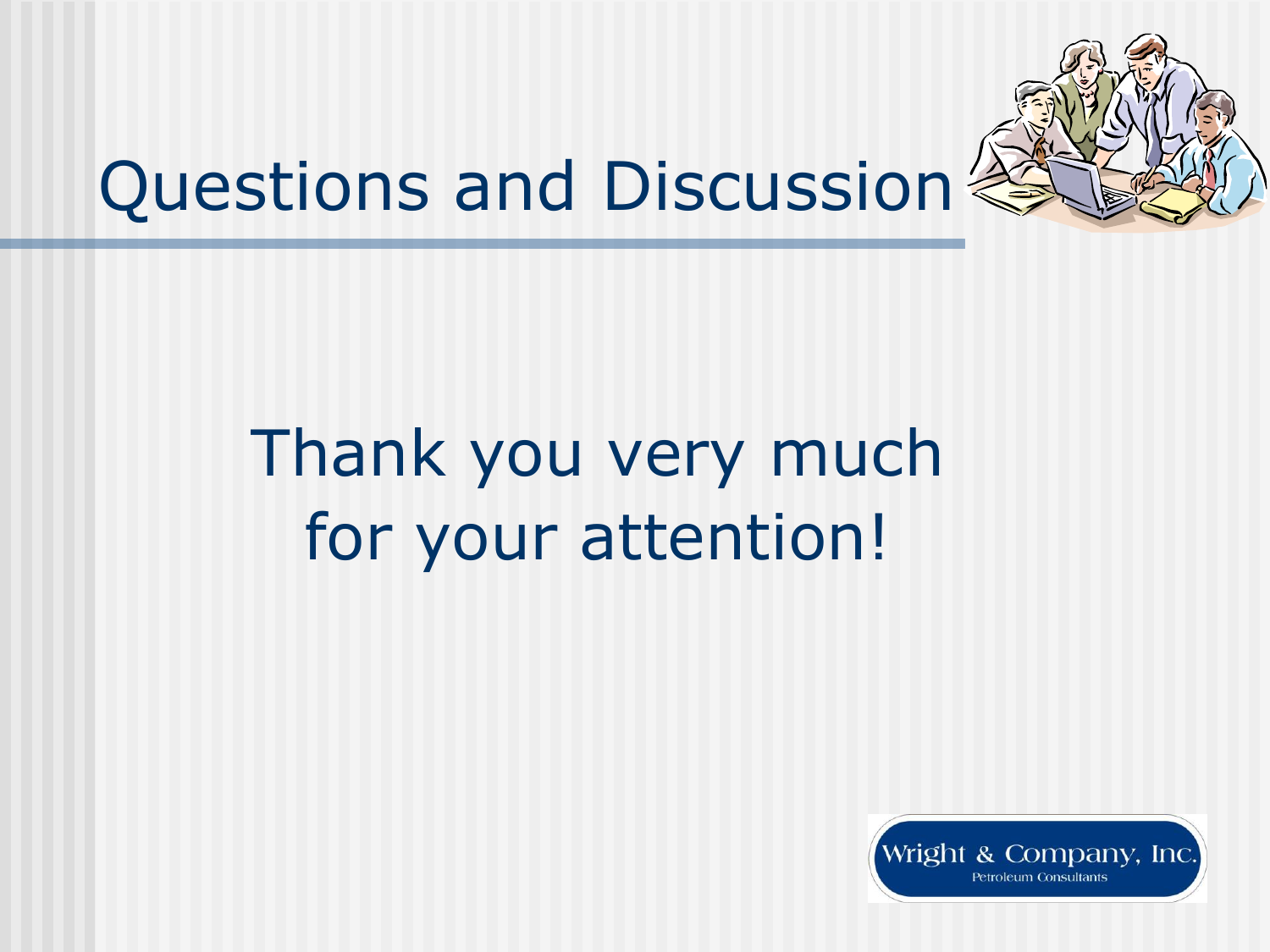# Questions and Discussion

Thank you very much for your attention!

Wright & Company, Inc.
Petroleum Consultants